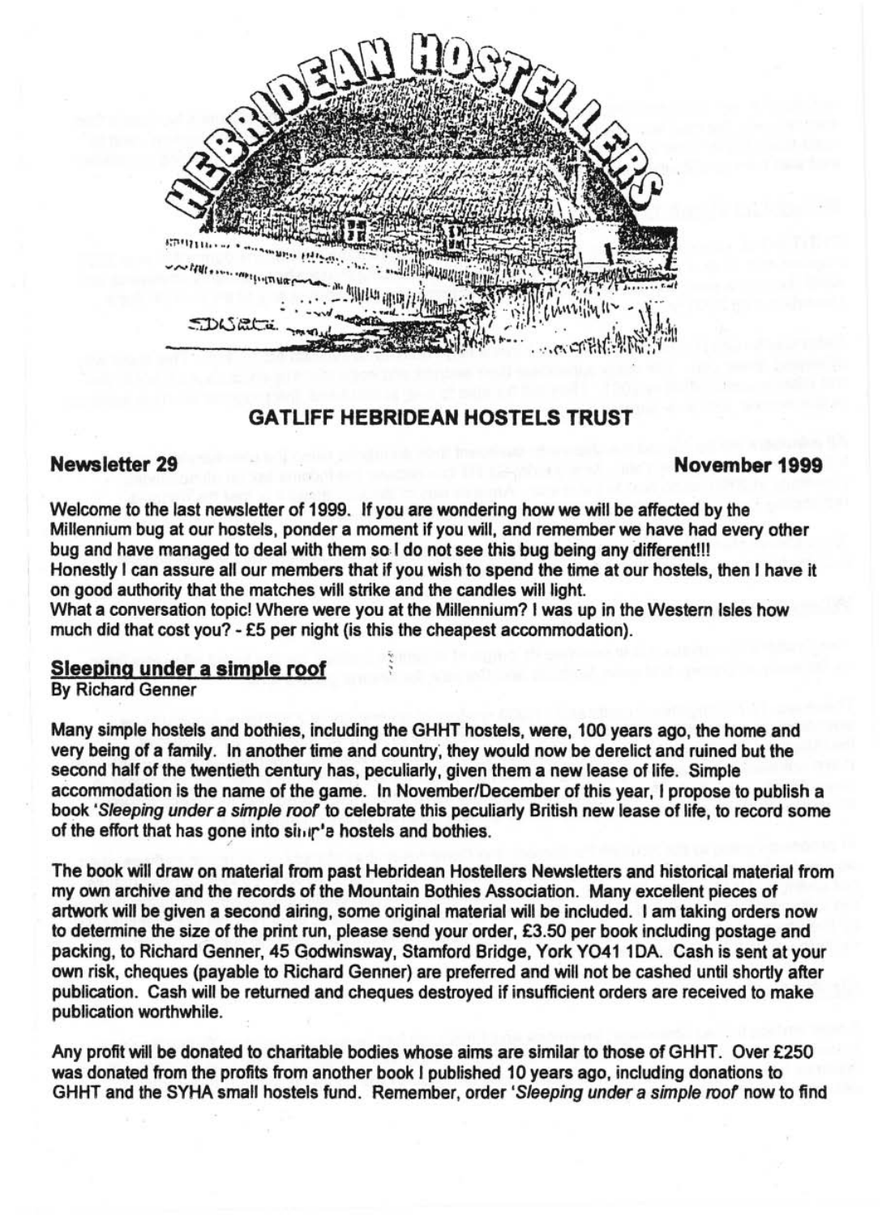# HEBRIDEAN HOSTELLERS

## GATLIFF HEBRIDEAN HOSTELS TRUST

**Newsletter 29** **November 1999**

**Welcome to the last newsletter of 1999. If you are wondering how we will be affected by the Millennium bug at our hostels, ponder a moment if you will, and remember we have had every other bug and have managed to deal with them so I do not see this bug being any different!!!**
**Honestly I can assure all our members that if you wish to spend the time at our hostels, then I have it on good authority that the matches will strike and the candles will light.**
**What a conversation topic! Where were you at the Millennium? I was up in the Western Isles how much did that cost you? - £5 per night (is this the cheapest accommodation).**

### Sleeping under a simple roof

**By Richard Genner**

**Many simple hostels and bothies, including the GHHT hostels, were, 100 years ago, the home and very being of a family. In another time and country, they would now be derelict and ruined but the second half of the twentieth century has, peculiarly, given them a new lease of life. Simple accommodation is the name of the game. In November/December of this year, I propose to publish a book '*Sleeping under a simple roof*' to celebrate this peculiarly British new lease of life, to record some of the effort that has gone into simple hostels and bothies.**

**The book will draw on material from past Hebridean Hostellers Newsletters and historical material from my own archive and the records of the Mountain Bothies Association. Many excellent pieces of artwork will be given a second airing, some original material will be included. I am taking orders now to determine the size of the print run, please send your order, £3.50 per book including postage and packing, to Richard Genner, 45 Godwinsway, Stamford Bridge, York YO41 1DA. Cash is sent at your own risk, cheques (payable to Richard Genner) are preferred and will not be cashed until shortly after publication. Cash will be returned and cheques destroyed if insufficient orders are received to make publication worthwhile.**

**Any profit will be donated to charitable bodies whose aims are similar to those of GHHT. Over £250 was donated from the profits from another book I published 10 years ago, including donations to GHHT and the SYHA small hostels fund. Remember, order '*Sleeping under a simple roof*' now to find**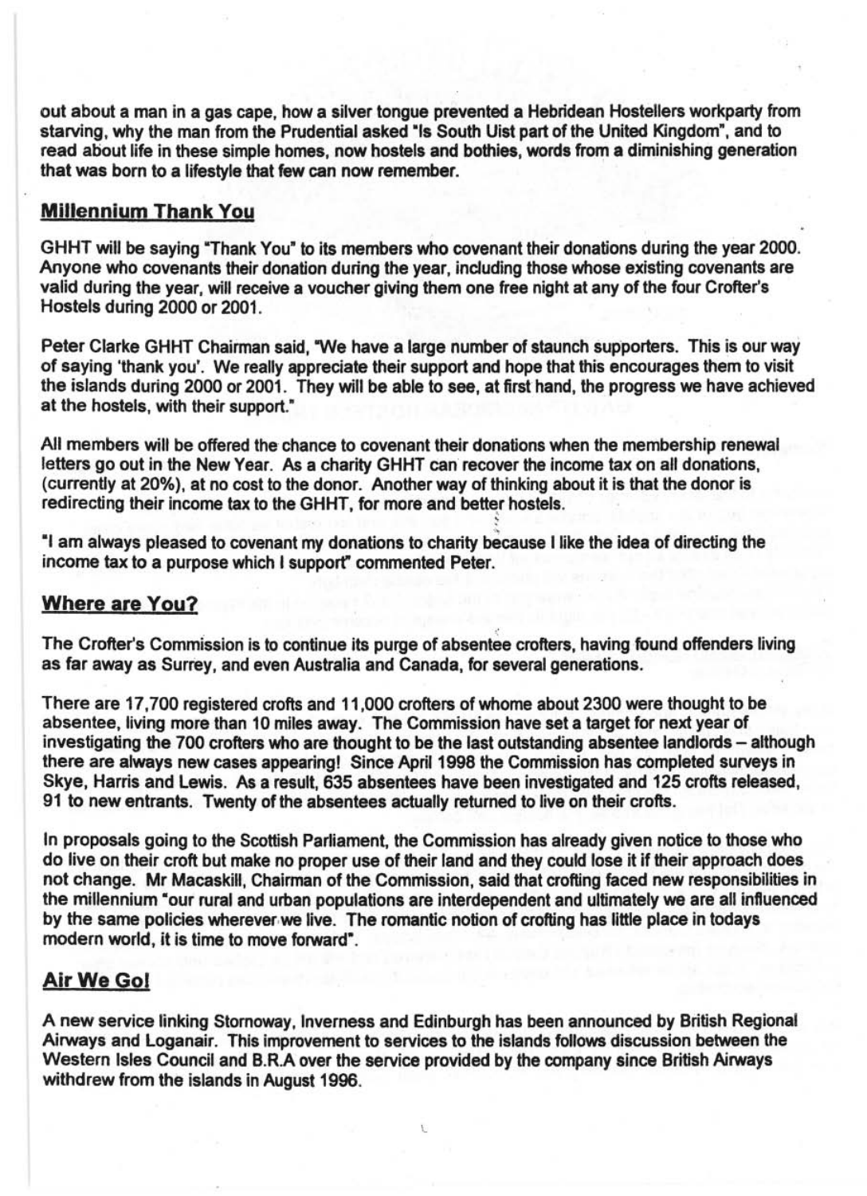out about a man in a gas cape, how a silver tongue prevented a Hebridean Hostellers workparty from starving, why the man from the Prudential asked "Is South Uist part of the United Kingdom", and to read about life in these simple homes, now hostels and bothies, words from a diminishing generation that was born to a lifestyle that few can now remember.

## Millennium Thank You

GHHT will be saying "Thank You" to its members who covenant their donations during the year 2000. Anyone who covenants their donation during the year, including those whose existing covenants are valid during the year, will receive a voucher giving them one free night at any of the four Crofter's Hostels during 2000 or 2001.

Peter Clarke GHHT Chairman said, "We have a large number of staunch supporters. This is our way of saying 'thank you'. We really appreciate their support and hope that this encourages them to visit the islands during 2000 or 2001. They will be able to see, at first hand, the progress we have achieved at the hostels, with their support."

All members will be offered the chance to covenant their donations when the membership renewal letters go out in the New Year. As a charity GHHT can recover the income tax on all donations, (currently at 20%), at no cost to the donor. Another way of thinking about it is that the donor is redirecting their income tax to the GHHT, for more and better hostels.

"I am always pleased to covenant my donations to charity because I like the idea of directing the income tax to a purpose which I support" commented Peter.

## Where are You?

The Crofter's Commission is to continue its purge of absentee crofters, having found offenders living as far away as Surrey, and even Australia and Canada, for several generations.

There are 17,700 registered crofts and 11,000 crofters of whome about 2300 were thought to be absentee, living more than 10 miles away. The Commission have set a target for next year of investigating the 700 crofters who are thought to be the last outstanding absentee landlords – although there are always new cases appearing! Since April 1998 the Commission has completed surveys in Skye, Harris and Lewis. As a result, 635 absentees have been investigated and 125 crofts released, 91 to new entrants. Twenty of the absentees actually returned to live on their crofts.

In proposals going to the Scottish Parliament, the Commission has already given notice to those who do live on their croft but make no proper use of their land and they could lose it if their approach does not change. Mr Macaskill, Chairman of the Commission, said that crofting faced new responsibilities in the millennium "our rural and urban populations are interdependent and ultimately we are all influenced by the same policies wherever we live. The romantic notion of crofting has little place in todays modern world, it is time to move forward".

## Air We Go!

A new service linking Stornoway, Inverness and Edinburgh has been announced by British Regional Airways and Loganair. This improvement to services to the islands follows discussion between the Western Isles Council and B.R.A over the service provided by the company since British Airways withdrew from the islands in August 1996.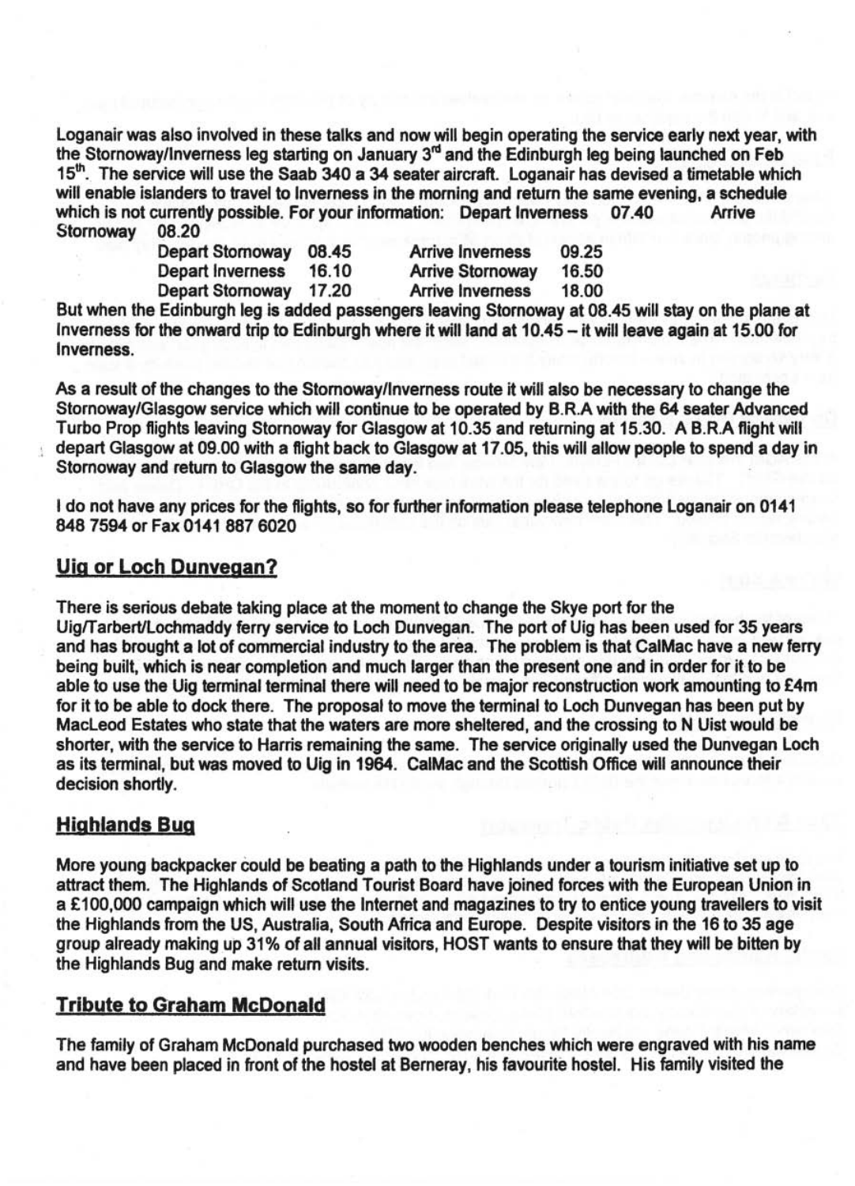Loganair was also involved in these talks and now will begin operating the service early next year, with the Stornoway/Inverness leg starting on January 3rd and the Edinburgh leg being launched on Feb 15th. The service will use the Saab 340 a 34 seater aircraft. Loganair has devised a timetable which will enable islanders to travel to Inverness in the morning and return the same evening, a schedule which is not currently possible. For your information: Depart Inverness 07.40 Arrive Stornoway 08.20

| | | | |
|---|---|---|---|
| Depart Stornoway | 08.45 | Arrive Inverness | 09.25 |
| Depart Inverness | 16.10 | Arrive Stornoway | 16.50 |
| Depart Stornoway | 17.20 | Arrive Inverness | 18.00 |

But when the Edinburgh leg is added passengers leaving Stornoway at 08.45 will stay on the plane at Inverness for the onward trip to Edinburgh where it will land at 10.45 – it will leave again at 15.00 for Inverness.

As a result of the changes to the Stornoway/Inverness route it will also be necessary to change the Stornoway/Glasgow service which will continue to be operated by B.R.A with the 64 seater Advanced Turbo Prop flights leaving Stornoway for Glasgow at 10.35 and returning at 15.30. A B.R.A flight will depart Glasgow at 09.00 with a flight back to Glasgow at 17.05, this will allow people to spend a day in Stornoway and return to Glasgow the same day.

I do not have any prices for the flights, so for further information please telephone Loganair on 0141 848 7594 or Fax 0141 887 6020

## Uig or Loch Dunvegan?

There is serious debate taking place at the moment to change the Skye port for the Uig/Tarbert/Lochmaddy ferry service to Loch Dunvegan. The port of Uig has been used for 35 years and has brought a lot of commercial industry to the area. The problem is that CalMac have a new ferry being built, which is near completion and much larger than the present one and in order for it to be able to use the Uig terminal terminal there will need to be major reconstruction work amounting to £4m for it to be able to dock there. The proposal to move the terminal to Loch Dunvegan has been put by MacLeod Estates who state that the waters are more sheltered, and the crossing to N Uist would be shorter, with the service to Harris remaining the same. The service originally used the Dunvegan Loch as its terminal, but was moved to Uig in 1964. CalMac and the Scottish Office will announce their decision shortly.

## Highlands Bug

More young backpacker could be beating a path to the Highlands under a tourism initiative set up to attract them. The Highlands of Scotland Tourist Board have joined forces with the European Union in a £100,000 campaign which will use the Internet and magazines to try to entice young travellers to visit the Highlands from the US, Australia, South Africa and Europe. Despite visitors in the 16 to 35 age group already making up 31% of all annual visitors, HOST wants to ensure that they will be bitten by the Highlands Bug and make return visits.

## Tribute to Graham McDonald

The family of Graham McDonald purchased two wooden benches which were engraved with his name and have been placed in front of the hostel at Berneray, his favourite hostel. His family visited the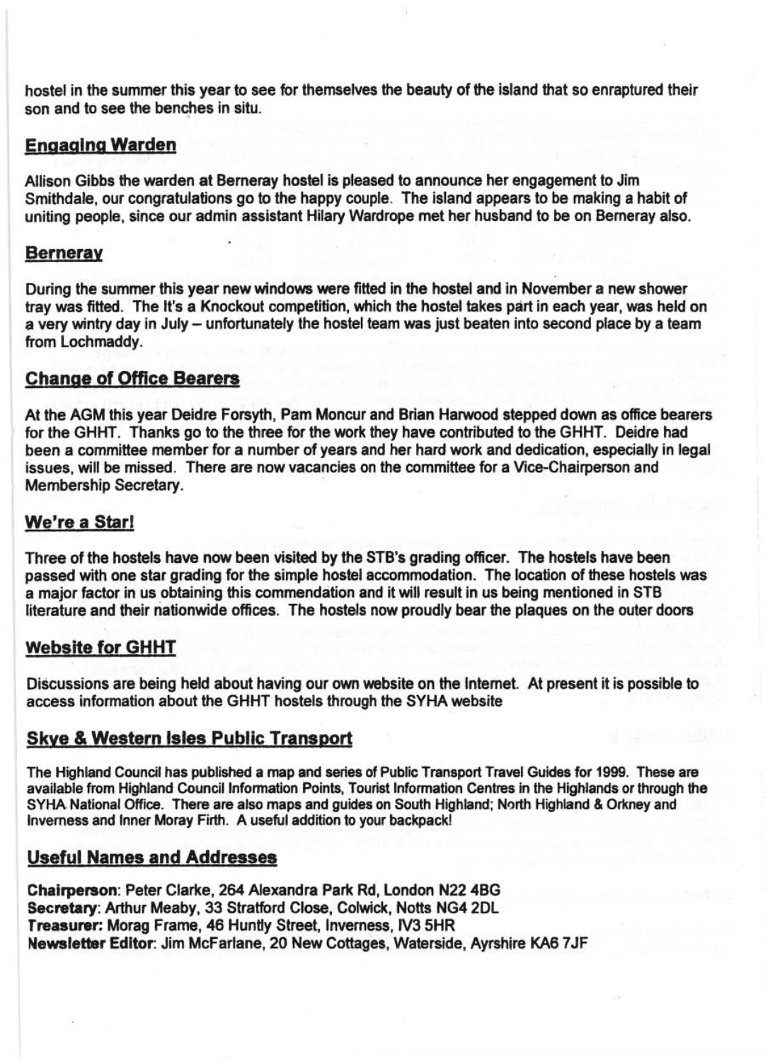hostel in the summer this year to see for themselves the beauty of the island that so enraptured their son and to see the benches in situ.

## Engaging Warden

Allison Gibbs the warden at Berneray hostel is pleased to announce her engagement to Jim Smithdale, our congratulations go to the happy couple. The island appears to be making a habit of uniting people, since our admin assistant Hilary Wardrope met her husband to be on Berneray also.

## Berneray

During the summer this year new windows were fitted in the hostel and in November a new shower tray was fitted. The It's a Knockout competition, which the hostel takes part in each year, was held on a very wintry day in July – unfortunately the hostel team was just beaten into second place by a team from Lochmaddy.

## Change of Office Bearers

At the AGM this year Deidre Forsyth, Pam Moncur and Brian Harwood stepped down as office bearers for the GHHT. Thanks go to the three for the work they have contributed to the GHHT. Deidre had been a committee member for a number of years and her hard work and dedication, especially in legal issues, will be missed. There are now vacancies on the committee for a Vice-Chairperson and Membership Secretary.

## We're a Star!

Three of the hostels have now been visited by the STB's grading officer. The hostels have been passed with one star grading for the simple hostel accommodation. The location of these hostels was a major factor in us obtaining this commendation and it will result in us being mentioned in STB literature and their nationwide offices. The hostels now proudly bear the plaques on the outer doors

## Website for GHHT

Discussions are being held about having our own website on the Internet. At present it is possible to access information about the GHHT hostels through the SYHA website

## Skye & Western Isles Public Transport

The Highland Council has published a map and series of Public Transport Travel Guides for 1999. These are available from Highland Council Information Points, Tourist Information Centres in the Highlands or through the SYHA National Office. There are also maps and guides on South Highland; North Highland & Orkney and Inverness and Inner Moray Firth. A useful addition to your backpack!

## Useful Names and Addresses

**Chairperson**: Peter Clarke, 264 Alexandra Park Rd, London N22 4BG
**Secretary**: Arthur Meaby, 33 Stratford Close, Colwick, Notts NG4 2DL
**Treasurer**: Morag Frame, 46 Huntly Street, Inverness, IV3 5HR
**Newsletter Editor**: Jim McFarlane, 20 New Cottages, Waterside, Ayrshire KA6 7JF